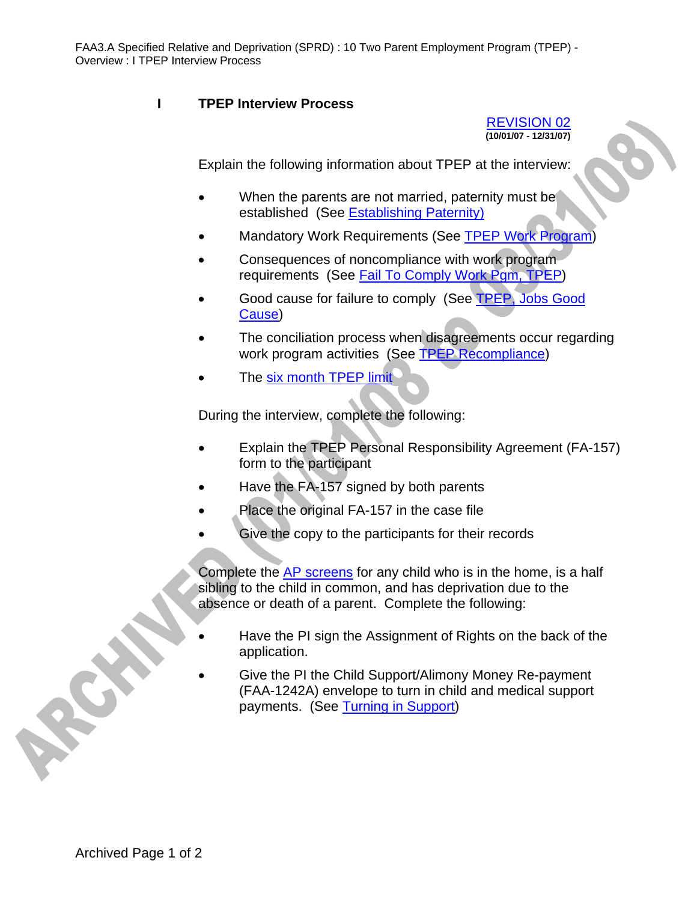# I TPEP Interview Process

REVISION 02
**(10/01/07 - 12/31/07)**

Explain the following information about TPEP at the interview:

- When the parents are not married, paternity must be established (See Establishing Paternity)
- Mandatory Work Requirements (See TPEP Work Program)
- Consequences of noncompliance with work program requirements (See Fail To Comply Work Pgm, TPEP)
- Good cause for failure to comply (See TPEP, Jobs Good Cause)
- The conciliation process when disagreements occur regarding work program activities (See TPEP Recompliance)
- The six month TPEP limit

During the interview, complete the following:

- Explain the TPEP Personal Responsibility Agreement (FA-157) form to the participant
- Have the FA-157 signed by both parents
- Place the original FA-157 in the case file
- Give the copy to the participants for their records

Complete the AP screens for any child who is in the home, is a half sibling to the child in common, and has deprivation due to the absence or death of a parent. Complete the following:

- Have the PI sign the Assignment of Rights on the back of the application.
- Give the PI the Child Support/Alimony Money Re-payment (FAA-1242A) envelope to turn in child and medical support payments. (See Turning in Support)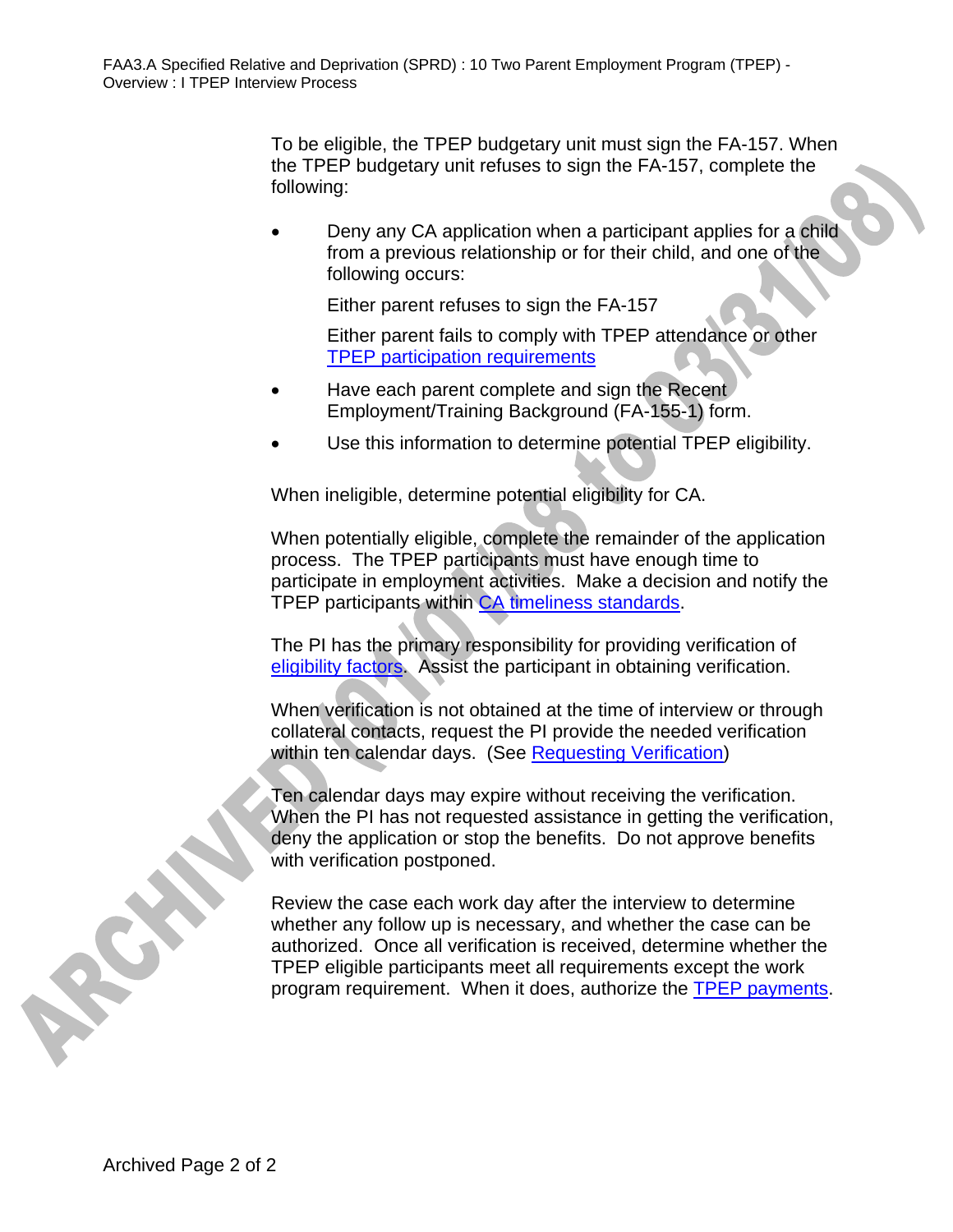To be eligible, the TPEP budgetary unit must sign the FA-157. When the TPEP budgetary unit refuses to sign the FA-157, complete the following:

- Deny any CA application when a participant applies for a child from a previous relationship or for their child, and one of the following occurs:

  Either parent refuses to sign the FA-157

  Either parent fails to comply with TPEP attendance or other TPEP participation requirements

- Have each parent complete and sign the Recent Employment/Training Background (FA-155-1) form.
- Use this information to determine potential TPEP eligibility.

When ineligible, determine potential eligibility for CA.

When potentially eligible, complete the remainder of the application process. The TPEP participants must have enough time to participate in employment activities. Make a decision and notify the TPEP participants within CA timeliness standards.

The PI has the primary responsibility for providing verification of eligibility factors. Assist the participant in obtaining verification.

When verification is not obtained at the time of interview or through collateral contacts, request the PI provide the needed verification within ten calendar days. (See Requesting Verification)

Ten calendar days may expire without receiving the verification. When the PI has not requested assistance in getting the verification, deny the application or stop the benefits. Do not approve benefits with verification postponed.

Review the case each work day after the interview to determine whether any follow up is necessary, and whether the case can be authorized. Once all verification is received, determine whether the TPEP eligible participants meet all requirements except the work program requirement. When it does, authorize the TPEP payments.